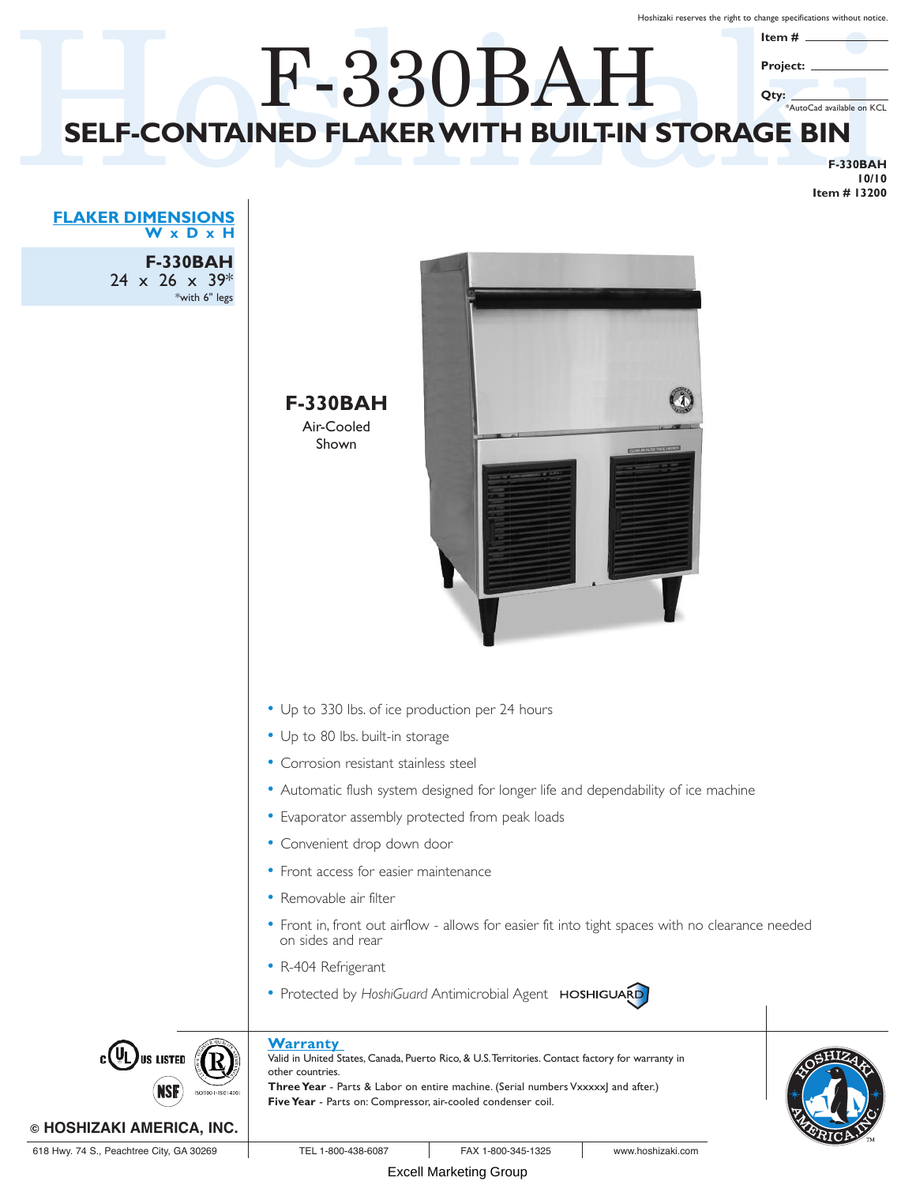Hoshizaki reserves the right to change specifications without notice.

Item # ______

Project: ______

Qty: ______

*AutoCad available on KCL

# F-330BAH

## SELF-CONTAINED FLAKER WITH BUILT-IN STORAGE BIN

**F-330BAH**
**10/10**
**Item # 13200**

### FLAKER DIMENSIONS
**W x D x H**

**F-330BAH**
24 x 26 x 39*
*with 6" legs

**F-330BAH**
Air-Cooled
Shown

- Up to 330 lbs. of ice production per 24 hours
- Up to 80 lbs. built-in storage
- Corrosion resistant stainless steel
- Automatic flush system designed for longer life and dependability of ice machine
- Evaporator assembly protected from peak loads
- Convenient drop down door
- Front access for easier maintenance
- Removable air filter
- Front in, front out airflow - allows for easier fit into tight spaces with no clearance needed on sides and rear
- R-404 Refrigerant
- Protected by *HoshiGuard* Antimicrobial Agent HOSHIGUARD

### Warranty

Valid in United States, Canada, Puerto Rico, & U.S. Territories. Contact factory for warranty in other countries.

**Three Year** - Parts & Labor on entire machine. (Serial numbers VxxxxxJ and after.)

**Five Year** - Parts on: Compressor, air-cooled condenser coil.

c UL us LISTED

NSF

ISO9001-ISO14001

**© HOSHIZAKI AMERICA, INC.**

618 Hwy. 74 S., Peachtree City, GA 30269 | TEL 1-800-438-6087 | FAX 1-800-345-1325 | www.hoshizaki.com

Excell Marketing Group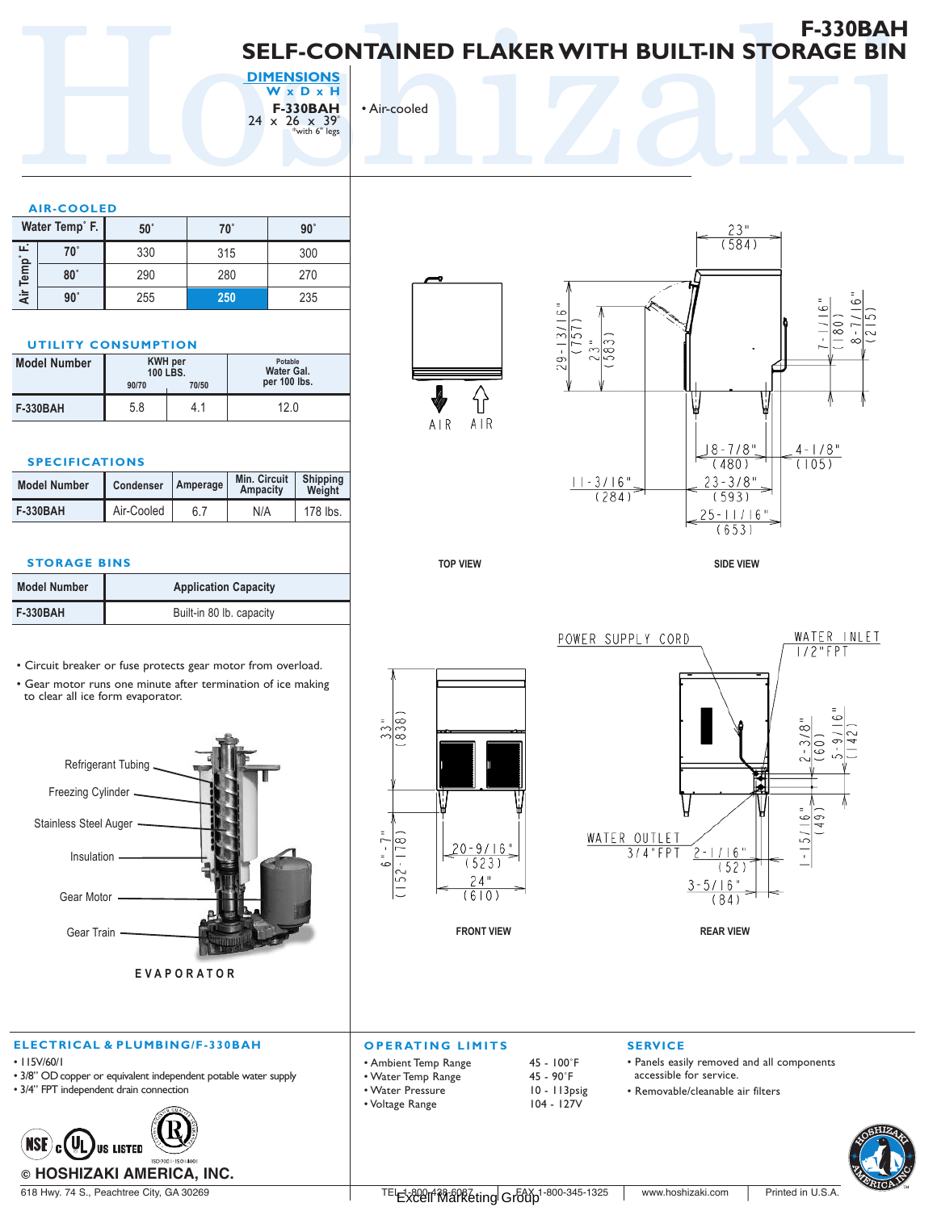# F-330BAH

# SELF-CONTAINED FLAKER WITH BUILT-IN STORAGE BIN

## DIMENSIONS

W x D x H

**F-330BAH**
24 x 26 x 39*
*with 6" legs

- Air-cooled

## AIR-COOLED

| | Water Temp° F. | 50° | 70° | 90° |
|---|---|---|---|---|
| Air Temp° F. | 70° | 330 | 315 | 300 |
| | 80° | 290 | 280 | 270 |
| | 90° | 255 | **250** | 235 |

## UTILITY CONSUMPTION

| Model Number | KWH per 100 LBS. | | Potable Water Gal. per 100 lbs. |
|---|---|---|---|
| | 90/70 | 70/50 | |
| F-330BAH | 5.8 | 4.1 | 12.0 |

## SPECIFICATIONS

| Model Number | Condenser | Amperage | Min. Circuit Ampacity | Shipping Weight |
|---|---|---|---|---|
| F-330BAH | Air-Cooled | 6.7 | N/A | 178 lbs. |

## STORAGE BINS

| Model Number | Application Capacity |
|---|---|
| F-330BAH | Built-in 80 lb. capacity |

- Circuit breaker or fuse protects gear motor from overload.
- Gear motor runs one minute after termination of ice making to clear all ice form evaporator.

Refrigerant Tubing
Freezing Cylinder
Stainless Steel Auger
Insulation
Gear Motor
Gear Train

EVAPORATOR

AIR
AIR

TOP VIEW

23" (584)
29-13/16" (757)
23" (583)
7-1/16" (180)
8-7/16" (215)
18-7/8" (480)
4-1/8" (105)
11-3/16" (284)
23-3/8" (593)
25-11/16" (653)

SIDE VIEW

33" (838)
6"-7" (152-178)
20-9/16" (523)
24" (610)

FRONT VIEW

POWER SUPPLY CORD
WATER INLET 1/2" FPT
2-3/8" (60)
5-9/16" (142)
1-15/16" (49)
WATER OUTLET 3/4" FPT
2-1/16" (52)
3-5/16" (84)

REAR VIEW

## ELECTRICAL & PLUMBING/F-330BAH

- 115V/60/1
- 3/8" OD copper or equivalent independent potable water supply
- 3/4" FPT independent drain connection

NSF c UL US LISTED

ISO 9001 · ISO 14001

© HOSHIZAKI AMERICA, INC.

618 Hwy. 74 S., Peachtree City, GA 30269

## OPERATING LIMITS

- Ambient Temp Range 45 - 100°F
- Water Temp Range 45 - 90°F
- Water Pressure 10 - 113psig
- Voltage Range 104 - 127V

## SERVICE

- Panels easily removed and all components accessible for service.
- Removable/cleanable air filters

TEL 1-800-438-6087 | FAX 1-800-345-1325 | www.hoshizaki.com | Printed in U.S.A.

Excell Marketing Group